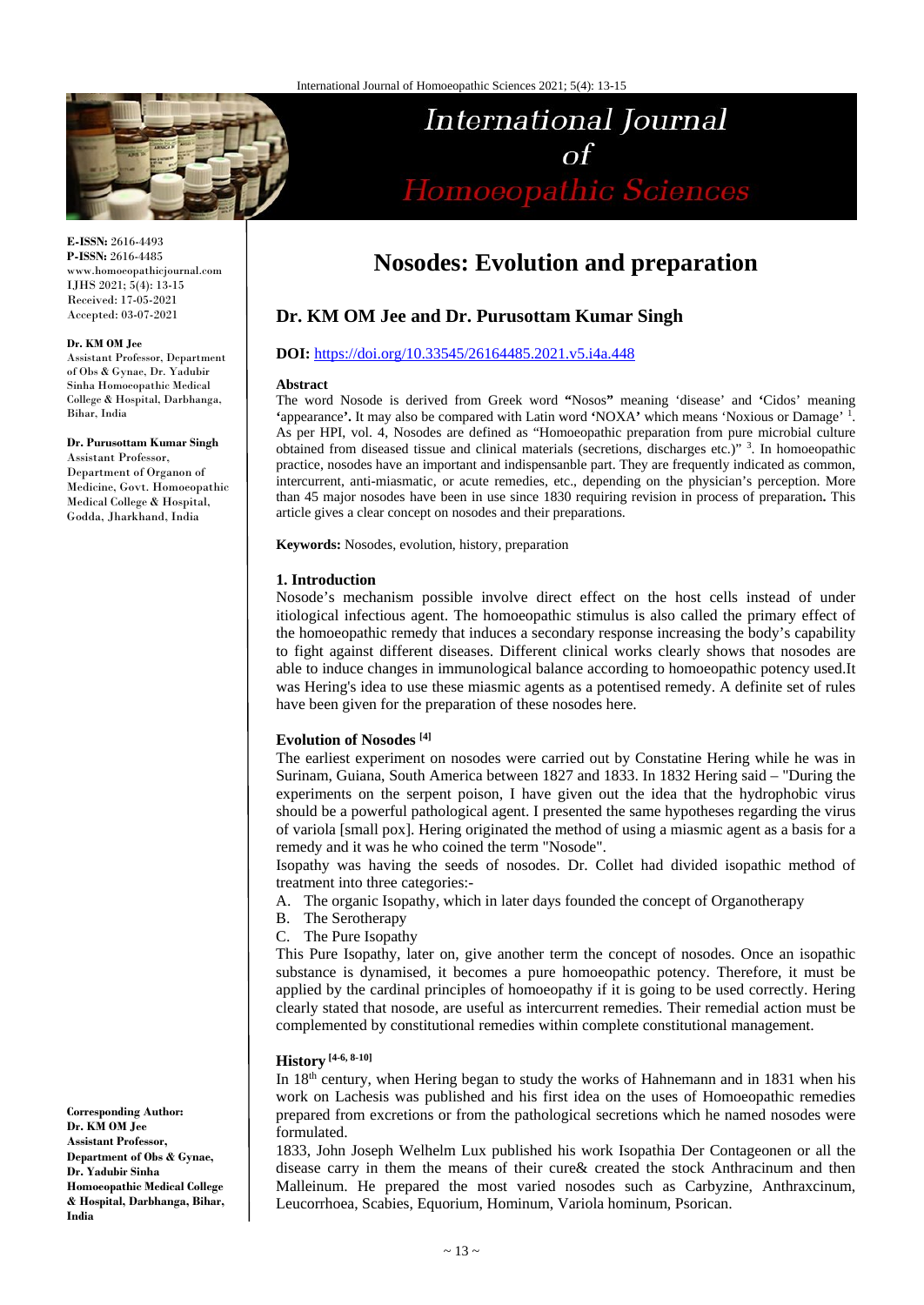# Nosodes: Evolution and preparation

**Dr. KM OM Jee and Dr. Purusottam Kumar Singh**

**DOI:** https://doi.org/10.33545/26164485.2021.v5.i4a.448

E-ISSN: 2616-4493
P-ISSN: 2616-4485
www.homoeopathicjournal.com
IJHS 2021; 5(4): 13-15
Received: 17-05-2021
Accepted: 03-07-2021

**Dr. KM OM Jee**
Assistant Professor, Department of Obs & Gynae, Dr. Yadubir Sinha Homoeopathic Medical College & Hospital, Darbhanga, Bihar, India

**Dr. Purusottam Kumar Singh**
Assistant Professor, Department of Organon of Medicine, Govt. Homoeopathic Medical College & Hospital, Godda, Jharkhand, India

**Corresponding Author:**
**Dr. KM OM Jee**
**Assistant Professor, Department of Obs & Gynae, Dr. Yadubir Sinha Homoeopathic Medical College & Hospital, Darbhanga, Bihar, India**

## Abstract

The word Nosode is derived from Greek word **"**Nosos**"** meaning 'disease' and **'**Cidos' meaning **'**appearance'**.** It may also be compared with Latin word **'**NOXA**'** which means 'Noxious or Damage' [1]. As per HPI, vol. 4, Nosodes are defined as "Homoeopathic preparation from pure microbial culture obtained from diseased tissue and clinical materials (secretions, discharges etc.)" [3]. In homoeopathic practice, nosodes have an important and indispensanble part. They are frequently indicated as common, intercurrent, anti-miasmatic, or acute remedies, etc., depending on the physician's perception. More than 45 major nosodes have been in use since 1830 requiring revision in process of preparation**.** This article gives a clear concept on nosodes and their preparations.

**Keywords:** Nosodes, evolution, history, preparation

## 1. Introduction

Nosode's mechanism possible involve direct effect on the host cells instead of under itiological infectious agent. The homoeopathic stimulus is also called the primary effect of the homoeopathic remedy that induces a secondary response increasing the body's capability to fight against different diseases. Different clinical works clearly shows that nosodes are able to induce changes in immunological balance according to homoeopathic potency used.It was Hering's idea to use these miasmic agents as a potentised remedy. A definite set of rules have been given for the preparation of these nosodes here.

### Evolution of Nosodes [4]

The earliest experiment on nosodes were carried out by Constatine Hering while he was in Surinam, Guiana, South America between 1827 and 1833. In 1832 Hering said – "During the experiments on the serpent poison, I have given out the idea that the hydrophobic virus should be a powerful pathological agent. I presented the same hypotheses regarding the virus of variola [small pox]. Hering originated the method of using a miasmic agent as a basis for a remedy and it was he who coined the term "Nosode".

Isopathy was having the seeds of nosodes. Dr. Collet had divided isopathic method of treatment into three categories:-

A. The organic Isopathy, which in later days founded the concept of Organotherapy
B. The Serotherapy
C. The Pure Isopathy

This Pure Isopathy, later on, give another term the concept of nosodes. Once an isopathic substance is dynamised, it becomes a pure homoeopathic potency. Therefore, it must be applied by the cardinal principles of homoeopathy if it is going to be used correctly. Hering clearly stated that nosode, are useful as intercurrent remedies. Their remedial action must be complemented by constitutional remedies within complete constitutional management.

### History [4-6, 8-10]

In 18th century, when Hering began to study the works of Hahnemann and in 1831 when his work on Lachesis was published and his first idea on the uses of Homoeopathic remedies prepared from excretions or from the pathological secretions which he named nosodes were formulated.

1833, John Joseph Welhelm Lux published his work Isopathia Der Contageonen or all the disease carry in them the means of their cure& created the stock Anthracinum and then Malleinum. He prepared the most varied nosodes such as Carbyzine, Anthraxcinum, Leucorrhoea, Scabies, Equorium, Hominum, Variola hominum, Psorican.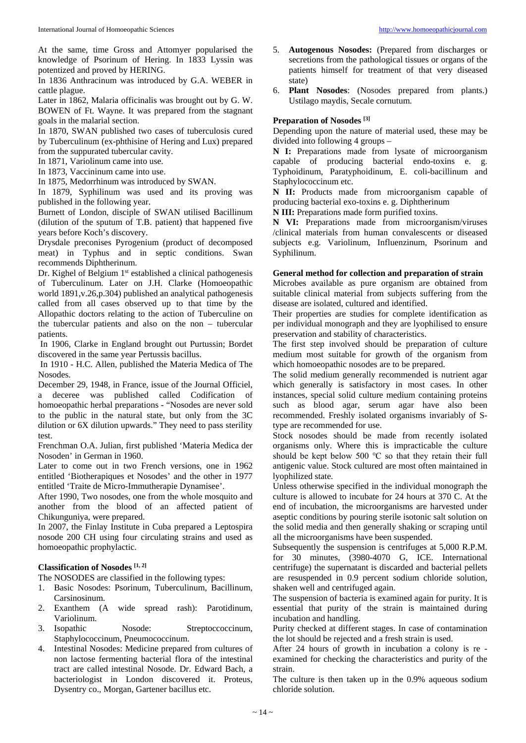At the same, time Gross and Attomyer popularised the knowledge of Psorinum of Hering. In 1833 Lyssin was potentized and proved by HERING.

In 1836 Anthracinum was introduced by G.A. WEBER in cattle plague.

Later in 1862, Malaria officinalis was brought out by G. W. BOWEN of Ft. Wayne. It was prepared from the stagnant goals in the malarial section.

In 1870, SWAN published two cases of tuberculosis cured by Tuberculinum (ex-phthisine of Hering and Lux) prepared from the suppurated tubercular cavity.

In 1871, Variolinum came into use.

In 1873, Vaccininum came into use.

In 1875, Medorrhinum was introduced by SWAN.

In 1879, Syphilinum was used and its proving was published in the following year.

Burnett of London, disciple of SWAN utilised Bacillinum (dilution of the sputum of T.B. patient) that happened five years before Koch's discovery.

Drysdale preconises Pyrogenium (product of decomposed meat) in Typhus and in septic conditions. Swan recommends Diphtherinum.

Dr. Kighel of Belgium 1st established a clinical pathogenesis of Tuberculinum. Later on J.H. Clarke (Homoeopathic world 1891,v.26,p.304) published an analytical pathogenesis called from all cases observed up to that time by the Allopathic doctors relating to the action of Tuberculine on the tubercular patients and also on the non – tubercular patients.

In 1906, Clarke in England brought out Purtussin; Bordet discovered in the same year Pertussis bacillus.

In 1910 - H.C. Allen, published the Materia Medica of The Nosodes.

December 29, 1948, in France, issue of the Journal Officiel, a deceree was published called Codification of homoeopathic herbal preparations - "Nosodes are never sold to the public in the natural state, but only from the 3C dilution or 6X dilution upwards." They need to pass sterility test.

Frenchman O.A. Julian, first published 'Materia Medica der Nosoden' in German in 1960.

Later to come out in two French versions, one in 1962 entitled 'Biotherapiques et Nosodes' and the other in 1977 entitled 'Traite de Micro-Immutherapie Dynamisee'.

After 1990, Two nosodes, one from the whole mosquito and another from the blood of an affected patient of Chikunguniya, were prepared.

In 2007, the Finlay Institute in Cuba prepared a Leptospira nosode 200 CH using four circulating strains and used as homoeopathic prophylactic.

### Classification of Nosodes [1, 2]

The NOSODES are classified in the following types:

1. Basic Nosodes: Psorinum, Tuberculinum, Bacillinum, Carsinosinum.
2. Exanthem (A wide spread rash): Parotidinum, Variolinum.
3. Isopathic Nosode: Streptoccoccinum, Staphylococcinum, Pneumococcinum.
4. Intestinal Nosodes: Medicine prepared from cultures of non lactose fermenting bacterial flora of the intestinal tract are called intestinal Nosode. Dr. Edward Bach, a bacteriologist in London discovered it. Proteus, Dysentry co., Morgan, Gartener bacillus etc.
5. **Autogenous Nosodes:** (Prepared from discharges or secretions from the pathological tissues or organs of the patients himself for treatment of that very diseased state)
6. **Plant Nosodes**: (Nosodes prepared from plants.) Ustilago maydis, Secale cornutum.

### Preparation of Nosodes [3]

Depending upon the nature of material used, these may be divided into following 4 groups –

**N I:** Preparations made from lysate of microorganism capable of producing bacterial endo-toxins e. g. Typhoidinum, Paratyphoidinum, E. coli-bacillinum and Staphylococcinum etc.

**N II:** Products made from microorganism capable of producing bacterial exo-toxins e. g. Diphtherinum

**N III:** Preparations made form purified toxins.

**N VI:** Preparations made from microorganism/viruses /clinical materials from human convalescents or diseased subjects e.g. Variolinum, Influenzinum, Psorinum and Syphilinum.

### General method for collection and preparation of strain

Microbes available as pure organism are obtained from suitable clinical material from subjects suffering from the disease are isolated, cultured and identified.

Their properties are studies for complete identification as per individual monograph and they are lyophilised to ensure preservation and stability of characteristics.

The first step involved should be preparation of culture medium most suitable for growth of the organism from which homoeopathic nosodes are to be prepared.

The solid medium generally recommended is nutrient agar which generally is satisfactory in most cases. In other instances, special solid culture medium containing proteins such as blood agar, serum agar have also been recommended. Freshly isolated organisms invariably of S-type are recommended for use.

Stock nosodes should be made from recently isolated organisms only. Where this is impracticable the culture should be kept below 500 °C so that they retain their full antigenic value. Stock cultured are most often maintained in lyophilized state.

Unless otherwise specified in the individual monograph the culture is allowed to incubate for 24 hours at 370 C. At the end of incubation, the microorganisms are harvested under aseptic conditions by pouring sterile isotonic salt solution on the solid media and then generally shaking or scraping until all the microorganisms have been suspended.

Subsequently the suspension is centrifuges at 5,000 R.P.M. for 30 minutes, (3980-4070 G, ICE. International centrifuge) the supernatant is discarded and bacterial pellets are resuspended in 0.9 percent sodium chloride solution, shaken well and centrifuged again.

The suspension of bacteria is examined again for purity. It is essential that purity of the strain is maintained during incubation and handling.

Purity checked at different stages. In case of contamination the lot should be rejected and a fresh strain is used.

After 24 hours of growth in incubation a colony is re - examined for checking the characteristics and purity of the strain.

The culture is then taken up in the 0.9% aqueous sodium chloride solution.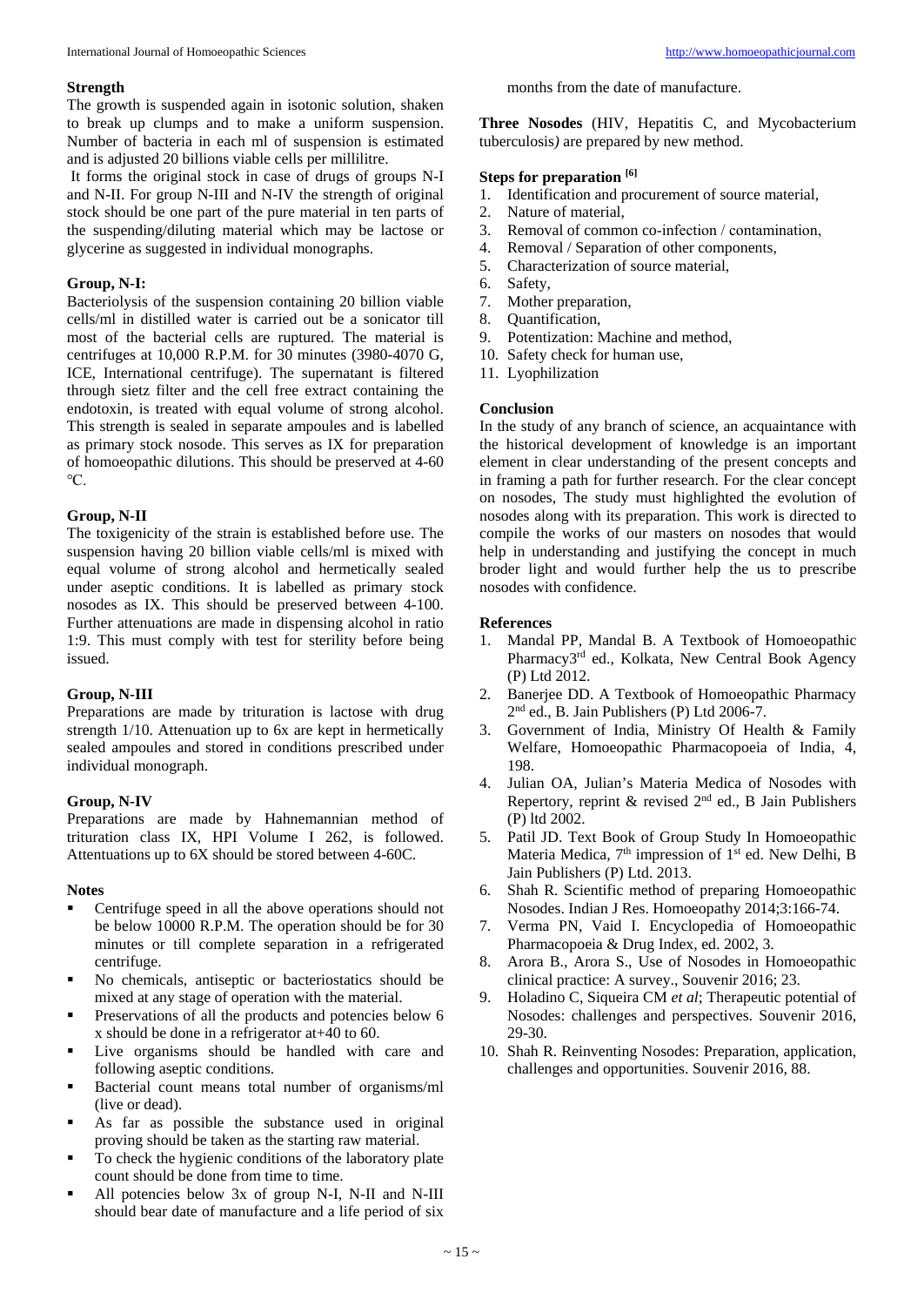**Strength**

The growth is suspended again in isotonic solution, shaken to break up clumps and to make a uniform suspension. Number of bacteria in each ml of suspension is estimated and is adjusted 20 billions viable cells per millilitre.

It forms the original stock in case of drugs of groups N-I and N-II. For group N-III and N-IV the strength of original stock should be one part of the pure material in ten parts of the suspending/diluting material which may be lactose or glycerine as suggested in individual monographs.

**Group, N-I:**

Bacteriolysis of the suspension containing 20 billion viable cells/ml in distilled water is carried out be a sonicator till most of the bacterial cells are ruptured. The material is centrifuges at 10,000 R.P.M. for 30 minutes (3980-4070 G, ICE, International centrifuge). The supernatant is filtered through sietz filter and the cell free extract containing the endotoxin, is treated with equal volume of strong alcohol. This strength is sealed in separate ampoules and is labelled as primary stock nosode. This serves as IX for preparation of homoeopathic dilutions. This should be preserved at 4-60 °C.

**Group, N-II**

The toxigenicity of the strain is established before use. The suspension having 20 billion viable cells/ml is mixed with equal volume of strong alcohol and hermetically sealed under aseptic conditions. It is labelled as primary stock nosodes as IX. This should be preserved between 4-100. Further attenuations are made in dispensing alcohol in ratio 1:9. This must comply with test for sterility before being issued.

**Group, N-III**

Preparations are made by trituration is lactose with drug strength 1/10. Attenuation up to 6x are kept in hermetically sealed ampoules and stored in conditions prescribed under individual monograph.

**Group, N-IV**

Preparations are made by Hahnemannian method of trituration class IX, HPI Volume I 262, is followed. Attentuations up to 6X should be stored between 4-60C.

**Notes**

- Centrifuge speed in all the above operations should not be below 10000 R.P.M. The operation should be for 30 minutes or till complete separation in a refrigerated centrifuge.
- No chemicals, antiseptic or bacteriostatics should be mixed at any stage of operation with the material.
- Preservations of all the products and potencies below 6 x should be done in a refrigerator at+40 to 60.
- Live organisms should be handled with care and following aseptic conditions.
- Bacterial count means total number of organisms/ml (live or dead).
- As far as possible the substance used in original proving should be taken as the starting raw material.
- To check the hygienic conditions of the laboratory plate count should be done from time to time.
- All potencies below 3x of group N-I, N-II and N-III should bear date of manufacture and a life period of six months from the date of manufacture.

**Three Nosodes** (HIV, Hepatitis C, and Mycobacterium tuberculosis) are prepared by new method.

**Steps for preparation [6]**

1. Identification and procurement of source material,
2. Nature of material,
3. Removal of common co-infection / contamination,
4. Removal / Separation of other components,
5. Characterization of source material,
6. Safety,
7. Mother preparation,
8. Quantification,
9. Potentization: Machine and method,
10. Safety check for human use,
11. Lyophilization

**Conclusion**

In the study of any branch of science, an acquaintance with the historical development of knowledge is an important element in clear understanding of the present concepts and in framing a path for further research. For the clear concept on nosodes, The study must highlighted the evolution of nosodes along with its preparation. This work is directed to compile the works of our masters on nosodes that would help in understanding and justifying the concept in much broder light and would further help the us to prescribe nosodes with confidence.

**References**

1. Mandal PP, Mandal B. A Textbook of Homoeopathic Pharmacy3rd ed., Kolkata, New Central Book Agency (P) Ltd 2012.
2. Banerjee DD. A Textbook of Homoeopathic Pharmacy 2nd ed., B. Jain Publishers (P) Ltd 2006-7.
3. Government of India, Ministry Of Health & Family Welfare, Homoeopathic Pharmacopoeia of India, 4, 198.
4. Julian OA, Julian's Materia Medica of Nosodes with Repertory, reprint & revised 2nd ed., B Jain Publishers (P) ltd 2002.
5. Patil JD. Text Book of Group Study In Homoeopathic Materia Medica, 7th impression of 1st ed. New Delhi, B Jain Publishers (P) Ltd. 2013.
6. Shah R. Scientific method of preparing Homoeopathic Nosodes. Indian J Res. Homoeopathy 2014;3:166-74.
7. Verma PN, Vaid I. Encyclopedia of Homoeopathic Pharmacopoeia & Drug Index, ed. 2002, 3.
8. Arora B., Arora S., Use of Nosodes in Homoeopathic clinical practice: A survey., Souvenir 2016; 23.
9. Holadino C, Siqueira CM *et al*; Therapeutic potential of Nosodes: challenges and perspectives. Souvenir 2016, 29-30.
10. Shah R. Reinventing Nosodes: Preparation, application, challenges and opportunities. Souvenir 2016, 88.